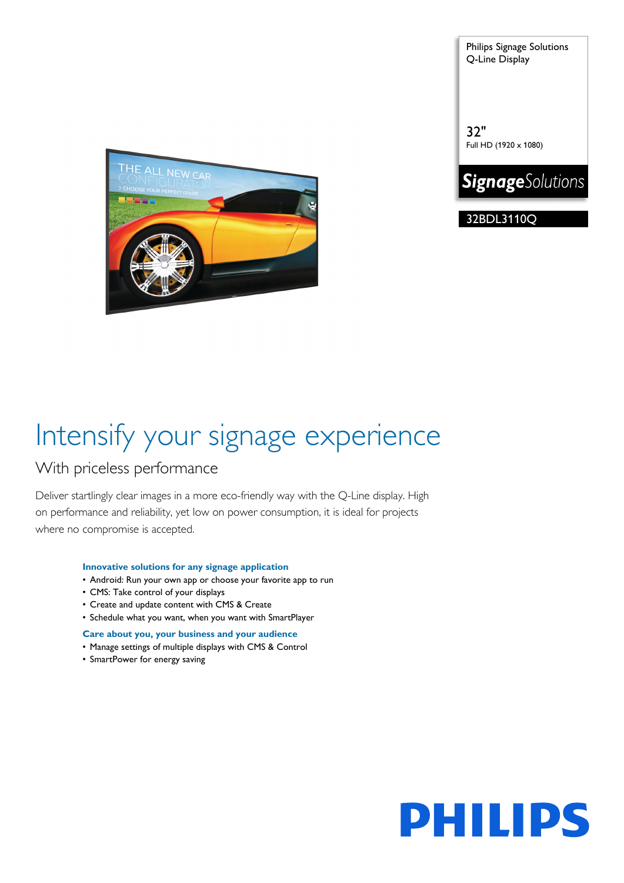Philips Signage Solutions
Q-Line Display

32"
Full HD (1920 x 1080)

**Signage**Solutions

32BDL3110Q

# Intensify your signage experience

## With priceless performance

Deliver startlingly clear images in a more eco-friendly way with the Q-Line display. High on performance and reliability, yet low on power consumption, it is ideal for projects where no compromise is accepted.

**Innovative solutions for any signage application**

- Android: Run your own app or choose your favorite app to run
- CMS: Take control of your displays
- Create and update content with CMS & Create
- Schedule what you want, when you want with SmartPlayer

**Care about you, your business and your audience**

- Manage settings of multiple displays with CMS & Control
- SmartPower for energy saving

PHILIPS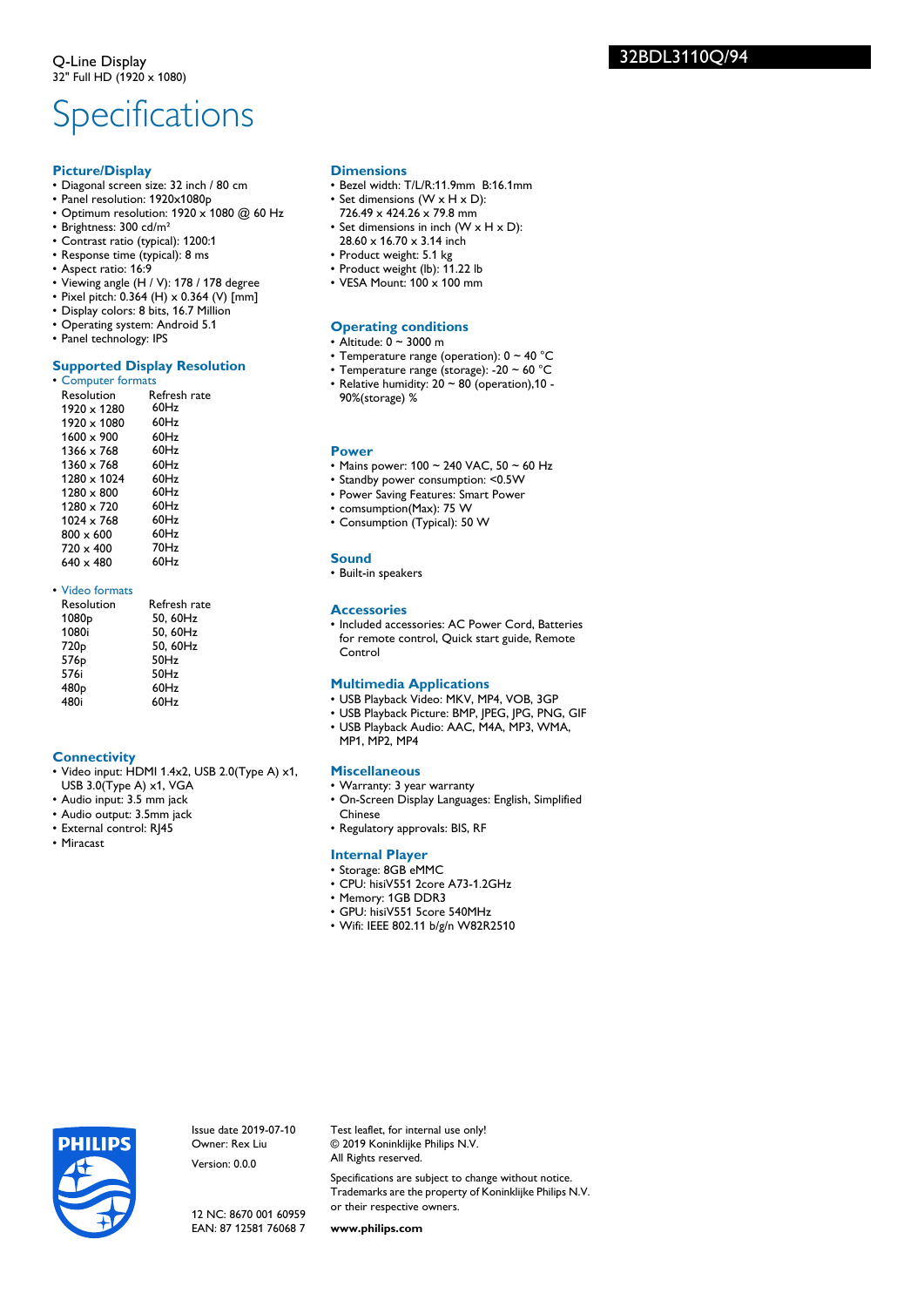Q-Line Display
32" Full HD (1920 x 1080)

32BDL3110Q/94

# Specifications

## Picture/Display

- Diagonal screen size: 32 inch / 80 cm
- Panel resolution: 1920x1080p
- Optimum resolution: 1920 x 1080 @ 60 Hz
- Brightness: 300 cd/m²
- Contrast ratio (typical): 1200:1
- Response time (typical): 8 ms
- Aspect ratio: 16:9
- Viewing angle (H / V): 178 / 178 degree
- Pixel pitch: 0.364 (H) x 0.364 (V) [mm]
- Display colors: 8 bits, 16.7 Million
- Operating system: Android 5.1
- Panel technology: IPS

## Supported Display Resolution

- Computer formats

| Resolution | Refresh rate |
|---|---|
| 1920 x 1280 | 60Hz |
| 1920 x 1080 | 60Hz |
| 1600 x 900 | 60Hz |
| 1366 x 768 | 60Hz |
| 1360 x 768 | 60Hz |
| 1280 x 1024 | 60Hz |
| 1280 x 800 | 60Hz |
| 1280 x 720 | 60Hz |
| 1024 x 768 | 60Hz |
| 800 x 600 | 60Hz |
| 720 x 400 | 70Hz |
| 640 x 480 | 60Hz |

- Video formats

| Resolution | Refresh rate |
|---|---|
| 1080p | 50, 60Hz |
| 1080i | 50, 60Hz |
| 720p | 50, 60Hz |
| 576p | 50Hz |
| 576i | 50Hz |
| 480p | 60Hz |
| 480i | 60Hz |

## Connectivity

- Video input: HDMI 1.4x2, USB 2.0(Type A) x1, USB 3.0(Type A) x1, VGA
- Audio input: 3.5 mm jack
- Audio output: 3.5mm jack
- External control: RJ45
- Miracast

## Dimensions

- Bezel width: T/L/R:11.9mm B:16.1mm
- Set dimensions (W x H x D): 726.49 x 424.26 x 79.8 mm
- Set dimensions in inch (W x H x D): 28.60 x 16.70 x 3.14 inch
- Product weight: 5.1 kg
- Product weight (lb): 11.22 lb
- VESA Mount: 100 x 100 mm

## Operating conditions

- Altitude: 0 ~ 3000 m
- Temperature range (operation): 0 ~ 40 °C
- Temperature range (storage): -20 ~ 60 °C
- Relative humidity: 20 ~ 80 (operation),10 - 90%(storage) %

## Power

- Mains power: 100 ~ 240 VAC, 50 ~ 60 Hz
- Standby power consumption: <0.5W
- Power Saving Features: Smart Power
- comsumption(Max): 75 W
- Consumption (Typical): 50 W

## Sound

- Built-in speakers

## Accessories

- Included accessories: AC Power Cord, Batteries for remote control, Quick start guide, Remote Control

## Multimedia Applications

- USB Playback Video: MKV, MP4, VOB, 3GP
- USB Playback Picture: BMP, JPEG, JPG, PNG, GIF
- USB Playback Audio: AAC, M4A, MP3, WMA, MP1, MP2, MP4

## Miscellaneous

- Warranty: 3 year warranty
- On-Screen Display Languages: English, Simplified Chinese
- Regulatory approvals: BIS, RF

## Internal Player

- Storage: 8GB eMMC
- CPU: hisiV551 2core A73-1.2GHz
- Memory: 1GB DDR3
- GPU: hisiV551 5core 540MHz
- Wifi: IEEE 802.11 b/g/n W82R2510

Issue date 2019-07-10
Owner: Rex Liu
Version: 0.0.0

12 NC: 8670 001 60959
EAN: 87 12581 76068 7

Test leaflet, for internal use only!
© 2019 Koninklijke Philips N.V.
All Rights reserved.

Specifications are subject to change without notice. Trademarks are the property of Koninklijke Philips N.V. or their respective owners.

**www.philips.com**